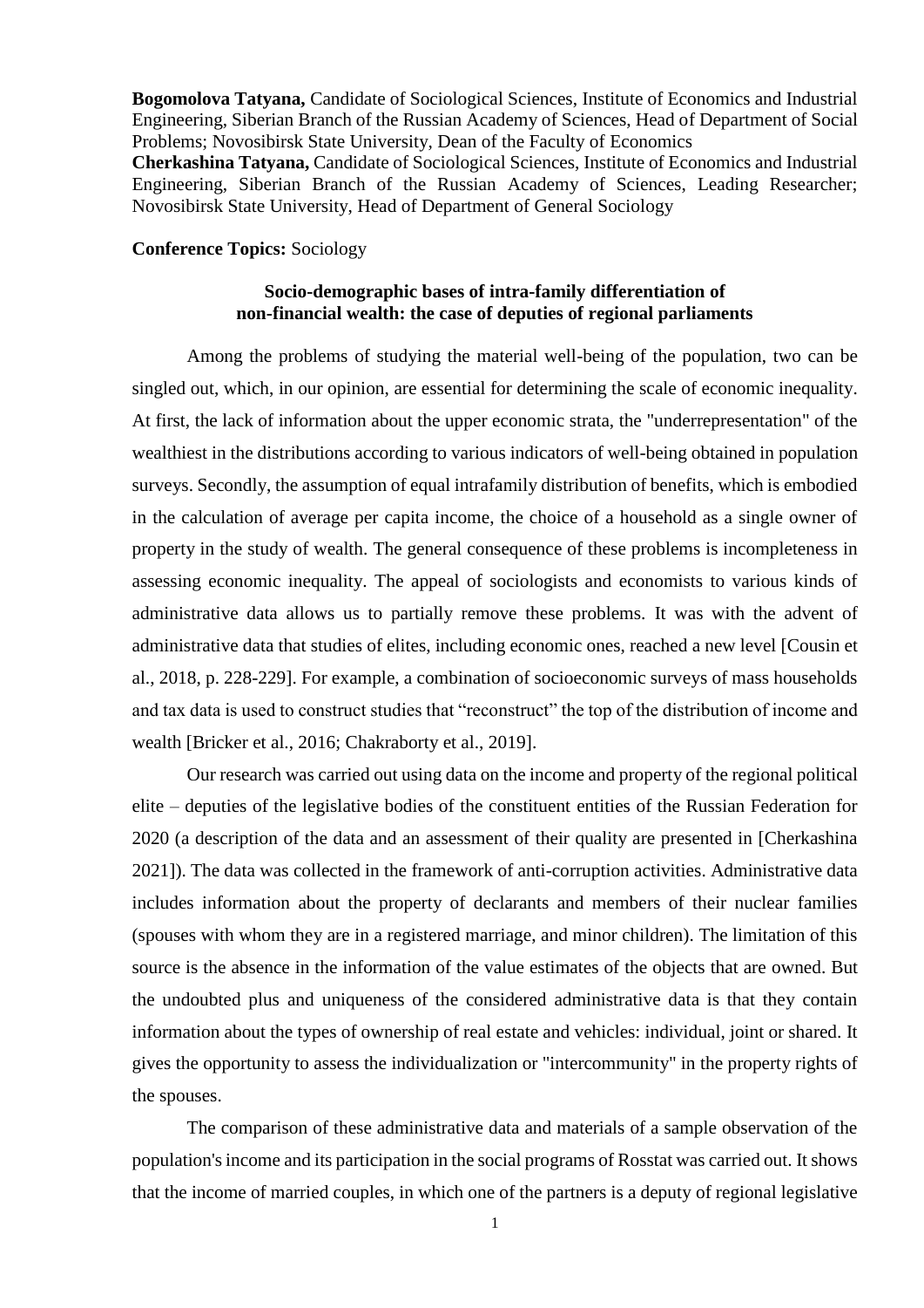**Bogomolova Tatyana,** Candidate of Sociological Sciences, Institute of Economics and Industrial Engineering, Siberian Branch of the Russian Academy of Sciences, Head of Department of Social Problems; Novosibirsk State University, Dean of the Faculty of Economics
**Cherkashina Tatyana,** Candidate of Sociological Sciences, Institute of Economics and Industrial Engineering, Siberian Branch of the Russian Academy of Sciences, Leading Researcher; Novosibirsk State University, Head of Department of General Sociology

**Conference Topics:** Sociology

## Socio-demographic bases of intra-family differentiation of non-financial wealth: the case of deputies of regional parliaments

Among the problems of studying the material well-being of the population, two can be singled out, which, in our opinion, are essential for determining the scale of economic inequality. At first, the lack of information about the upper economic strata, the "underrepresentation" of the wealthiest in the distributions according to various indicators of well-being obtained in population surveys. Secondly, the assumption of equal intrafamily distribution of benefits, which is embodied in the calculation of average per capita income, the choice of a household as a single owner of property in the study of wealth. The general consequence of these problems is incompleteness in assessing economic inequality. The appeal of sociologists and economists to various kinds of administrative data allows us to partially remove these problems. It was with the advent of administrative data that studies of elites, including economic ones, reached a new level [Cousin et al., 2018, p. 228-229]. For example, a combination of socioeconomic surveys of mass households and tax data is used to construct studies that "reconstruct" the top of the distribution of income and wealth [Bricker et al., 2016; Chakraborty et al., 2019].

Our research was carried out using data on the income and property of the regional political elite – deputies of the legislative bodies of the constituent entities of the Russian Federation for 2020 (a description of the data and an assessment of their quality are presented in [Cherkashina 2021]). The data was collected in the framework of anti-corruption activities. Administrative data includes information about the property of declarants and members of their nuclear families (spouses with whom they are in a registered marriage, and minor children). The limitation of this source is the absence in the information of the value estimates of the objects that are owned. But the undoubted plus and uniqueness of the considered administrative data is that they contain information about the types of ownership of real estate and vehicles: individual, joint or shared. It gives the opportunity to assess the individualization or "intercommunity" in the property rights of the spouses.

The comparison of these administrative data and materials of a sample observation of the population's income and its participation in the social programs of Rosstat was carried out. It shows that the income of married couples, in which one of the partners is a deputy of regional legislative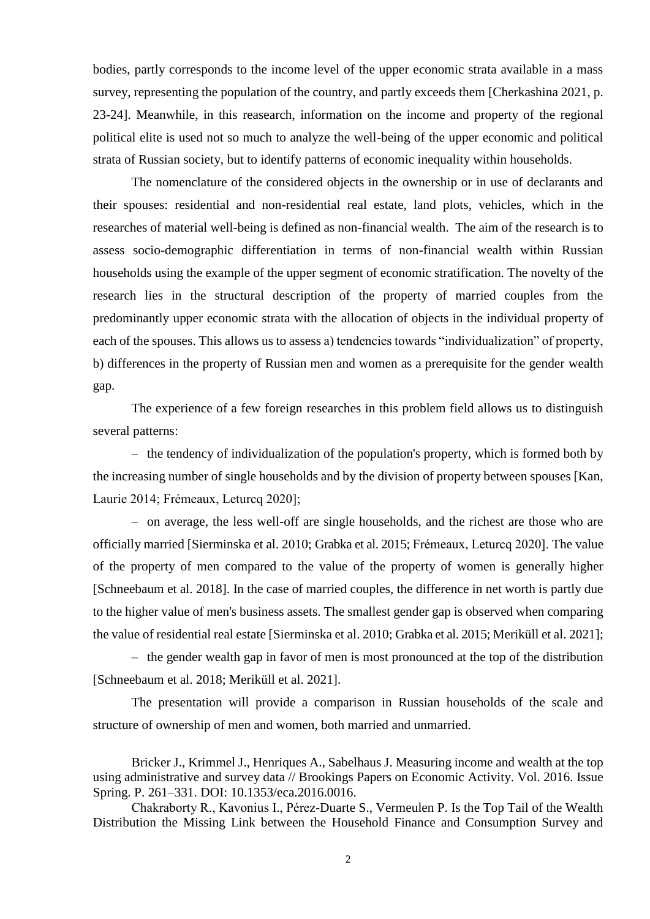bodies, partly corresponds to the income level of the upper economic strata available in a mass survey, representing the population of the country, and partly exceeds them [Cherkashina 2021, p. 23-24]. Meanwhile, in this reasearch, information on the income and property of the regional political elite is used not so much to analyze the well-being of the upper economic and political strata of Russian society, but to identify patterns of economic inequality within households.

The nomenclature of the considered objects in the ownership or in use of declarants and their spouses: residential and non-residential real estate, land plots, vehicles, which in the researches of material well-being is defined as non-financial wealth. The aim of the research is to assess socio-demographic differentiation in terms of non-financial wealth within Russian households using the example of the upper segment of economic stratification. The novelty of the research lies in the structural description of the property of married couples from the predominantly upper economic strata with the allocation of objects in the individual property of each of the spouses. This allows us to assess a) tendencies towards "individualization" of property, b) differences in the property of Russian men and women as a prerequisite for the gender wealth gap.

The experience of a few foreign researches in this problem field allows us to distinguish several patterns:

– the tendency of individualization of the population's property, which is formed both by the increasing number of single households and by the division of property between spouses [Kan, Laurie 2014; Frémeaux, Leturcq 2020];

– on average, the less well-off are single households, and the richest are those who are officially married [Sierminska et al. 2010; Grabka et al. 2015; Frémeaux, Leturcq 2020]. The value of the property of men compared to the value of the property of women is generally higher [Schneebaum et al. 2018]. In the case of married couples, the difference in net worth is partly due to the higher value of men's business assets. The smallest gender gap is observed when comparing the value of residential real estate [Sierminska et al. 2010; Grabka et al. 2015; Meriküll et al. 2021];

– the gender wealth gap in favor of men is most pronounced at the top of the distribution [Schneebaum et al. 2018; Meriküll et al. 2021].

The presentation will provide a comparison in Russian households of the scale and structure of ownership of men and women, both married and unmarried.

Bricker J., Krimmel J., Henriques A., Sabelhaus J. Measuring income and wealth at the top using administrative and survey data // Brookings Papers on Economic Activity. Vol. 2016. Issue Spring. P. 261–331. DOI: 10.1353/eca.2016.0016.

Chakraborty R., Kavonius I., Pérez-Duarte S., Vermeulen P. Is the Top Tail of the Wealth Distribution the Missing Link between the Household Finance and Consumption Survey and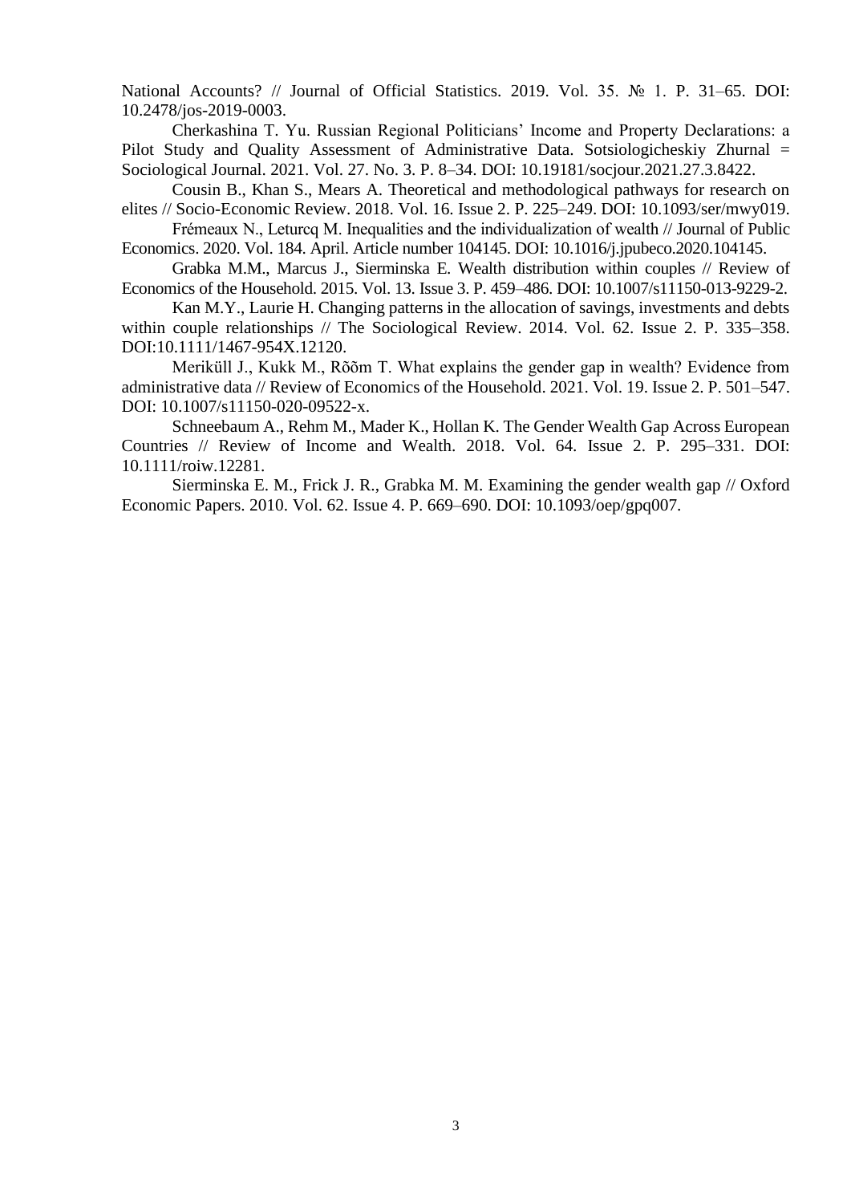National Accounts? // Journal of Official Statistics. 2019. Vol. 35. № 1. P. 31–65. DOI: 10.2478/jos-2019-0003.

Cherkashina T. Yu. Russian Regional Politicians' Income and Property Declarations: a Pilot Study and Quality Assessment of Administrative Data. Sotsiologicheskiy Zhurnal = Sociological Journal. 2021. Vol. 27. No. 3. P. 8–34. DOI: 10.19181/socjour.2021.27.3.8422.

Cousin B., Khan S., Mears A. Theoretical and methodological pathways for research on elites // Socio-Economic Review. 2018. Vol. 16. Issue 2. P. 225–249. DOI: 10.1093/ser/mwy019.

Frémeaux N., Leturcq M. Inequalities and the individualization of wealth // Journal of Public Economics. 2020. Vol. 184. April. Article number 104145. DOI: 10.1016/j.jpubeco.2020.104145.

Grabka M.M., Marcus J., Sierminska E. Wealth distribution within couples // Review of Economics of the Household. 2015. Vol. 13. Issue 3. P. 459–486. DOI: 10.1007/s11150-013-9229-2.

Kan M.Y., Laurie H. Changing patterns in the allocation of savings, investments and debts within couple relationships // The Sociological Review. 2014. Vol. 62. Issue 2. P. 335–358. DOI:10.1111/1467-954X.12120.

Meriküll J., Kukk M., Rõõm T. What explains the gender gap in wealth? Evidence from administrative data // Review of Economics of the Household. 2021. Vol. 19. Issue 2. P. 501–547. DOI: 10.1007/s11150-020-09522-x.

Schneebaum A., Rehm M., Mader K., Hollan K. The Gender Wealth Gap Across European Countries // Review of Income and Wealth. 2018. Vol. 64. Issue 2. P. 295–331. DOI: 10.1111/roiw.12281.

Sierminska E. M., Frick J. R., Grabka M. M. Examining the gender wealth gap // Oxford Economic Papers. 2010. Vol. 62. Issue 4. P. 669–690. DOI: 10.1093/oep/gpq007.